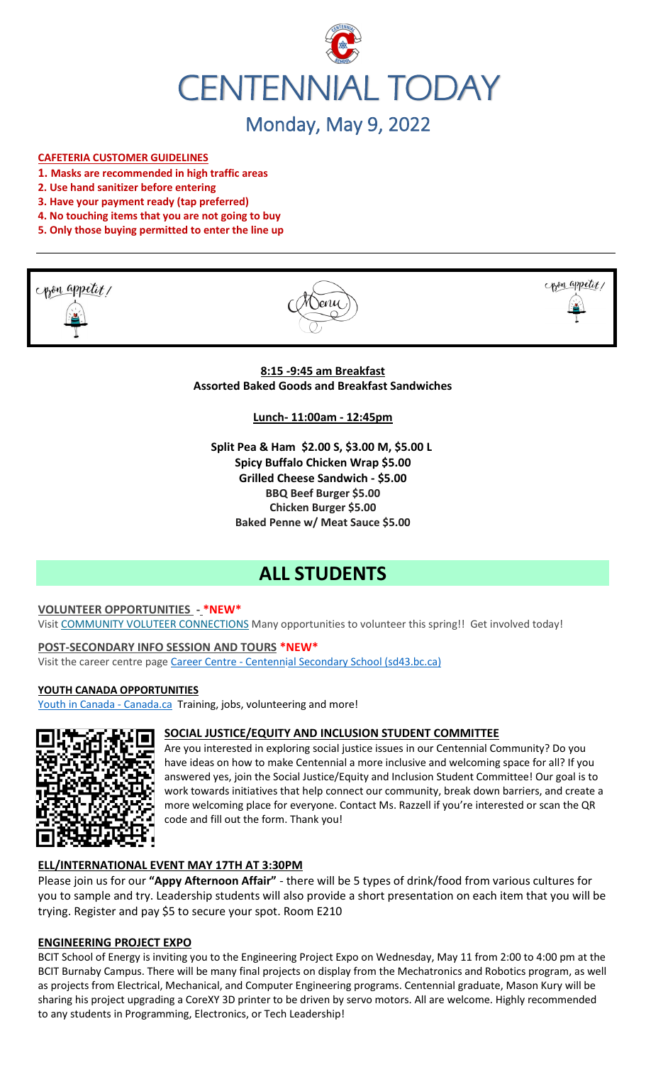# CENTENNIAL TODAY

## Monday, May 9, 2022

**CAFETERIA CUSTOMER GUIDELINES**

1. **Masks are recommended in high traffic areas**
2. **Use hand sanitizer before entering**
3. **Have your payment ready (tap preferred)**
4. **No touching items that you are not going to buy**
5. **Only those buying permitted to enter the line up**

Bon appetit! Menu Bon appetit!

**8:15 -9:45 am Breakfast**
**Assorted Baked Goods and Breakfast Sandwiches**

**Lunch- 11:00am - 12:45pm**

**Split Pea & Ham $2.00 S, $3.00 M, $5.00 L**
**Spicy Buffalo Chicken Wrap $5.00**
**Grilled Cheese Sandwich - $5.00**
**BBQ Beef Burger $5.00**
**Chicken Burger $5.00**
**Baked Penne w/ Meat Sauce $5.00**

# ALL STUDENTS

**VOLUNTEER OPPORTUNITIES - *NEW***
Visit COMMUNITY VOLUTEER CONNECTIONS Many opportunities to volunteer this spring!! Get involved today!

**POST-SECONDARY INFO SESSION AND TOURS *NEW***
Visit the career centre page Career Centre - Centennial Secondary School (sd43.bc.ca)

**YOUTH CANADA OPPORTUNITIES**
Youth in Canada - Canada.ca Training, jobs, volunteering and more!

**SOCIAL JUSTICE/EQUITY AND INCLUSION STUDENT COMMITTEE**

Are you interested in exploring social justice issues in our Centennial Community? Do you have ideas on how to make Centennial a more inclusive and welcoming space for all? If you answered yes, join the Social Justice/Equity and Inclusion Student Committee! Our goal is to work towards initiatives that help connect our community, break down barriers, and create a more welcoming place for everyone. Contact Ms. Razzell if you're interested or scan the QR code and fill out the form. Thank you!

**ELL/INTERNATIONAL EVENT MAY 17TH AT 3:30PM**

Please join us for our **"Appy Afternoon Affair"** - there will be 5 types of drink/food from various cultures for you to sample and try. Leadership students will also provide a short presentation on each item that you will be trying. Register and pay $5 to secure your spot. Room E210

**ENGINEERING PROJECT EXPO**

BCIT School of Energy is inviting you to the Engineering Project Expo on Wednesday, May 11 from 2:00 to 4:00 pm at the BCIT Burnaby Campus. There will be many final projects on display from the Mechatronics and Robotics program, as well as projects from Electrical, Mechanical, and Computer Engineering programs. Centennial graduate, Mason Kury will be sharing his project upgrading a CoreXY 3D printer to be driven by servo motors. All are welcome. Highly recommended to any students in Programming, Electronics, or Tech Leadership!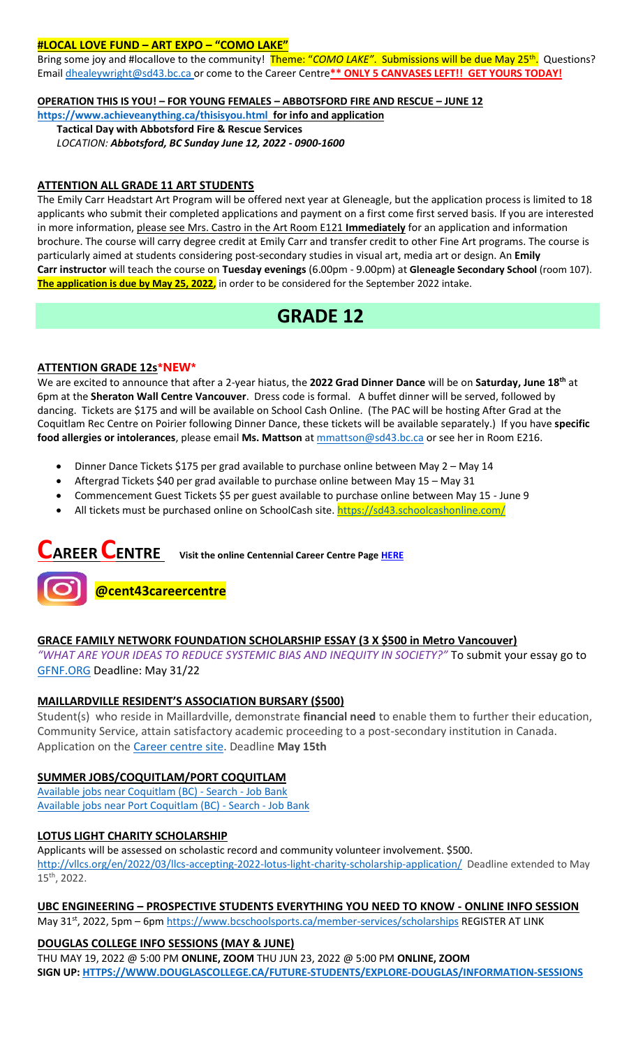### #LOCAL LOVE FUND – ART EXPO – "COMO LAKE"

Bring some joy and #locallove to the community! Theme: "*COMO LAKE"*. Submissions will be due May 25th. Questions? Email dhealeywright@sd43.bc.ca or come to the Career Centre**** ONLY 5 CANVASES LEFT!! GET YOURS TODAY!**

### OPERATION THIS IS YOU! – FOR YOUNG FEMALES – ABBOTSFORD FIRE AND RESCUE – JUNE 12

**https://www.achieveanything.ca/thisisyou.html for info and application**

**Tactical Day with Abbotsford Fire & Rescue Services**
*LOCATION: **Abbotsford, BC Sunday June 12, 2022 - 0900-1600***

### ATTENTION ALL GRADE 11 ART STUDENTS

The Emily Carr Headstart Art Program will be offered next year at Gleneagle, but the application process is limited to 18 applicants who submit their completed applications and payment on a first come first served basis. If you are interested in more information, please see Mrs. Castro in the Art Room E121 **Immediately** for an application and information brochure. The course will carry degree credit at Emily Carr and transfer credit to other Fine Art programs. The course is particularly aimed at students considering post-secondary studies in visual art, media art or design. An **Emily Carr instructor** will teach the course on **Tuesday evenings** (6.00pm - 9.00pm) at **Gleneagle Secondary School** (room 107). **The application is due by May 25, 2022,** in order to be considered for the September 2022 intake.

# GRADE 12

### ATTENTION GRADE 12s*NEW*

We are excited to announce that after a 2-year hiatus, the **2022 Grad Dinner Dance** will be on **Saturday, June 18th** at 6pm at the **Sheraton Wall Centre Vancouver**. Dress code is formal. A buffet dinner will be served, followed by dancing. Tickets are $175 and will be available on School Cash Online. (The PAC will be hosting After Grad at the Coquitlam Rec Centre on Poirier following Dinner Dance, these tickets will be available separately.) If you have **specific food allergies or intolerances**, please email **Ms. Mattson** at mmattson@sd43.bc.ca or see her in Room E216.

- Dinner Dance Tickets $175 per grad available to purchase online between May 2 – May 14
- Aftergrad Tickets $40 per grad available to purchase online between May 15 – May 31
- Commencement Guest Tickets $5 per guest available to purchase online between May 15 - June 9
- All tickets must be purchased online on SchoolCash site. https://sd43.schoolcashonline.com/

# CAREER CENTRE

**Visit the online Centennial Career Centre Page HERE**

**@cent43careercentre**

### GRACE FAMILY NETWORK FOUNDATION SCHOLARSHIP ESSAY (3 X $500 in Metro Vancouver)

*"WHAT ARE YOUR IDEAS TO REDUCE SYSTEMIC BIAS AND INEQUITY IN SOCIETY?"* To submit your essay go to GFNF.ORG Deadline: May 31/22

### MAILLARDVILLE RESIDENT'S ASSOCIATION BURSARY ($500)

Student(s) who reside in Maillardville, demonstrate **financial need** to enable them to further their education, Community Service, attain satisfactory academic proceeding to a post-secondary institution in Canada. Application on the Career centre site. Deadline **May 15th**

### SUMMER JOBS/COQUITLAM/PORT COQUITLAM

Available jobs near Coquitlam (BC) - Search - Job Bank
Available jobs near Port Coquitlam (BC) - Search - Job Bank

### LOTUS LIGHT CHARITY SCHOLARSHIP

Applicants will be assessed on scholastic record and community volunteer involvement. $500.
http://vllcs.org/en/2022/03/llcs-accepting-2022-lotus-light-charity-scholarship-application/ Deadline extended to May 15th, 2022.

### UBC ENGINEERING – PROSPECTIVE STUDENTS EVERYTHING YOU NEED TO KNOW - ONLINE INFO SESSION

May 31st, 2022, 5pm – 6pm https://www.bcschoolsports.ca/member-services/scholarships REGISTER AT LINK

### DOUGLAS COLLEGE INFO SESSIONS (MAY & JUNE)

THU MAY 19, 2022 @ 5:00 PM **ONLINE, ZOOM** THU JUN 23, 2022 @ 5:00 PM **ONLINE, ZOOM**
**SIGN UP: HTTPS://WWW.DOUGLASCOLLEGE.CA/FUTURE-STUDENTS/EXPLORE-DOUGLAS/INFORMATION-SESSIONS**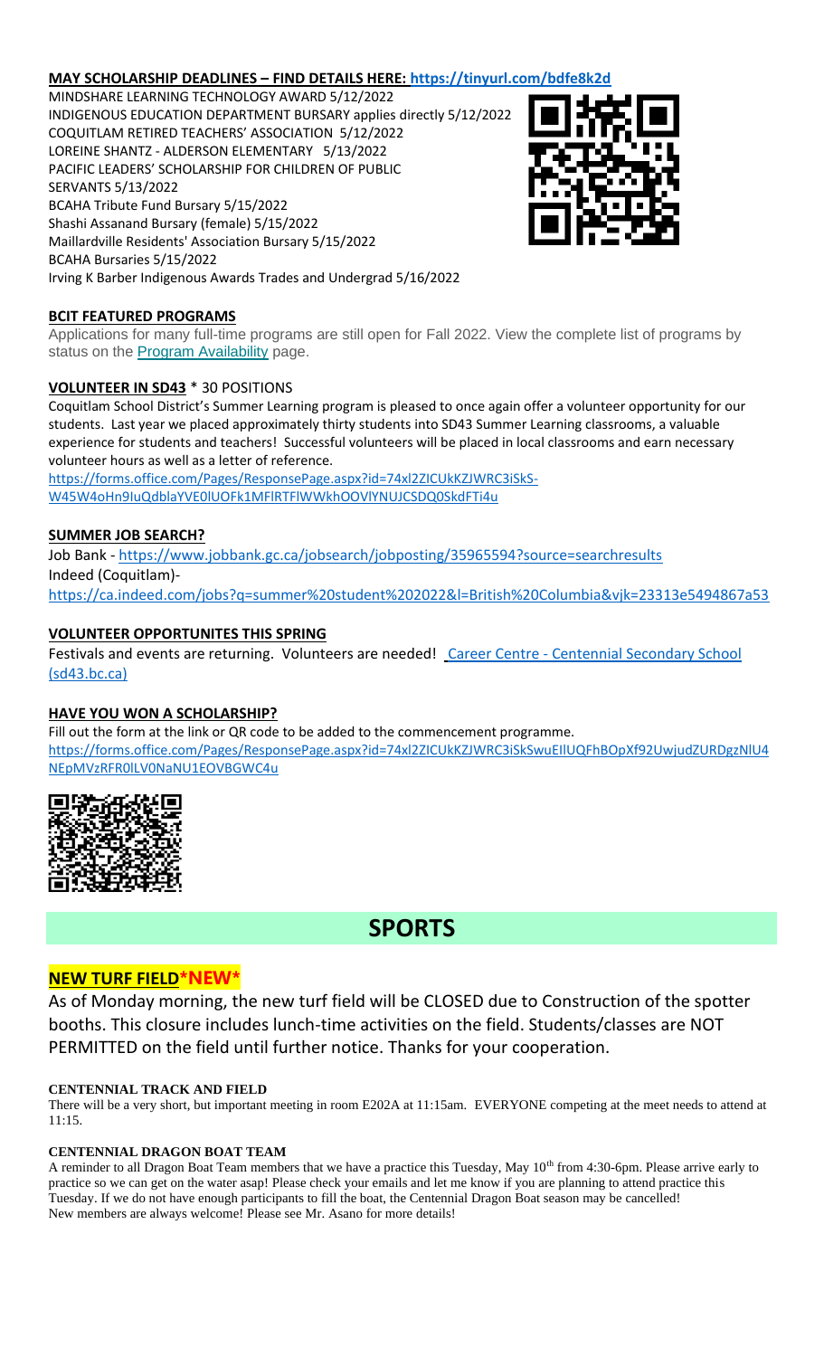**MAY SCHOLARSHIP DEADLINES – FIND DETAILS HERE: https://tinyurl.com/bdfe8k2d**

MINDSHARE LEARNING TECHNOLOGY AWARD 5/12/2022
INDIGENOUS EDUCATION DEPARTMENT BURSARY applies directly 5/12/2022
COQUITLAM RETIRED TEACHERS' ASSOCIATION 5/12/2022
LOREINE SHANTZ - ALDERSON ELEMENTARY 5/13/2022
PACIFIC LEADERS' SCHOLARSHIP FOR CHILDREN OF PUBLIC SERVANTS 5/13/2022
BCAHA Tribute Fund Bursary 5/15/2022
Shashi Assanand Bursary (female) 5/15/2022
Maillardville Residents' Association Bursary 5/15/2022
BCAHA Bursaries 5/15/2022
Irving K Barber Indigenous Awards Trades and Undergrad 5/16/2022

**BCIT FEATURED PROGRAMS**

Applications for many full-time programs are still open for Fall 2022. View the complete list of programs by status on the Program Availability page.

**VOLUNTEER IN SD43** * 30 POSITIONS

Coquitlam School District's Summer Learning program is pleased to once again offer a volunteer opportunity for our students. Last year we placed approximately thirty students into SD43 Summer Learning classrooms, a valuable experience for students and teachers! Successful volunteers will be placed in local classrooms and earn necessary volunteer hours as well as a letter of reference.
https://forms.office.com/Pages/ResponsePage.aspx?id=74xl2ZICUkKZJWRC3iSkS-W45W4oHn9IuQdblaYVE0lUOFk1MFlRTFlWWkhOOVlYNUJCSDQ0SkdFTi4u

**SUMMER JOB SEARCH?**

Job Bank - https://www.jobbank.gc.ca/jobsearch/jobposting/35965594?source=searchresults
Indeed (Coquitlam)-
https://ca.indeed.com/jobs?q=summer%20student%202022&l=British%20Columbia&vjk=23313e5494867a53

**VOLUNTEER OPPORTUNITES THIS SPRING**

Festivals and events are returning. Volunteers are needed! Career Centre - Centennial Secondary School (sd43.bc.ca)

**HAVE YOU WON A SCHOLARSHIP?**

Fill out the form at the link or QR code to be added to the commencement programme.
https://forms.office.com/Pages/ResponsePage.aspx?id=74xl2ZICUkKZJWRC3iSkSwuEIlUQFhBOpXf92UwjudZURDgzNlU4NEpMVzRFR0lLV0NaNU1EOVBGWC4u

# SPORTS

## NEW TURF FIELD*NEW*

As of Monday morning, the new turf field will be CLOSED due to Construction of the spotter booths. This closure includes lunch-time activities on the field. Students/classes are NOT PERMITTED on the field until further notice. Thanks for your cooperation.

**CENTENNIAL TRACK AND FIELD**

There will be a very short, but important meeting in room E202A at 11:15am. EVERYONE competing at the meet needs to attend at 11:15.

**CENTENNIAL DRAGON BOAT TEAM**

A reminder to all Dragon Boat Team members that we have a practice this Tuesday, May 10th from 4:30-6pm. Please arrive early to practice so we can get on the water asap! Please check your emails and let me know if you are planning to attend practice this Tuesday. If we do not have enough participants to fill the boat, the Centennial Dragon Boat season may be cancelled!
New members are always welcome! Please see Mr. Asano for more details!